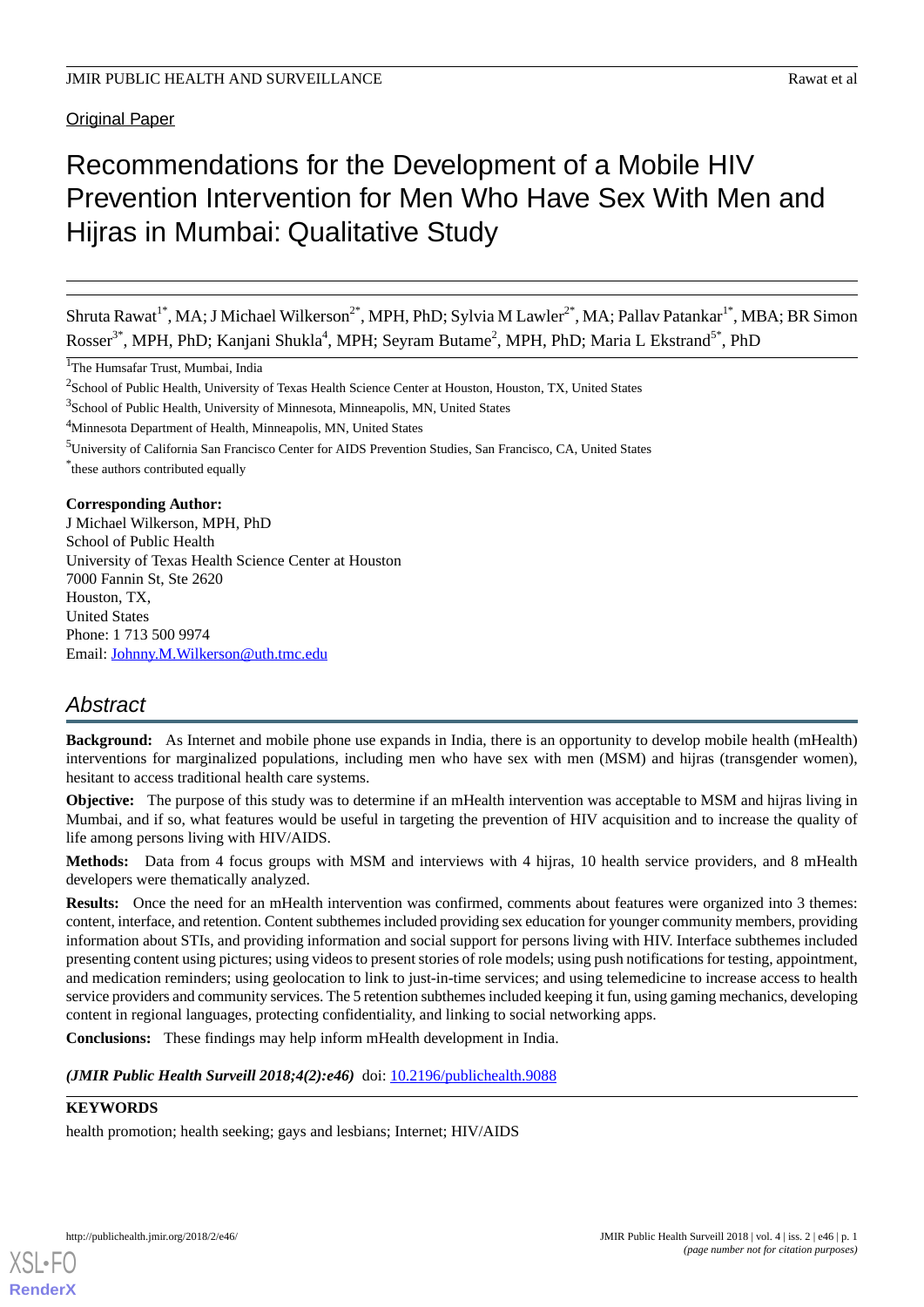Original Paper

# Recommendations for the Development of a Mobile HIV Prevention Intervention for Men Who Have Sex With Men and Hijras in Mumbai: Qualitative Study

Shruta Rawat[1*], MA; J Michael Wilkerson[2*], MPH, PhD; Sylvia M Lawler[2*], MA; Pallav Patankar[1*], MBA; BR Simon Rosser[3*], MPH, PhD; Kanjani Shukla[4], MPH; Seyram Butame[2], MPH, PhD; Maria L Ekstrand[5*], PhD

[1]The Humsafar Trust, Mumbai, India

[2]School of Public Health, University of Texas Health Science Center at Houston, Houston, TX, United States

[3]School of Public Health, University of Minnesota, Minneapolis, MN, United States

[4]Minnesota Department of Health, Minneapolis, MN, United States

[5]University of California San Francisco Center for AIDS Prevention Studies, San Francisco, CA, United States

*these authors contributed equally

**Corresponding Author:**
J Michael Wilkerson, MPH, PhD
School of Public Health
University of Texas Health Science Center at Houston
7000 Fannin St, Ste 2620
Houston, TX,
United States
Phone: 1 713 500 9974
Email: Johnny.M.Wilkerson@uth.tmc.edu

## Abstract

**Background:** As Internet and mobile phone use expands in India, there is an opportunity to develop mobile health (mHealth) interventions for marginalized populations, including men who have sex with men (MSM) and hijras (transgender women), hesitant to access traditional health care systems.

**Objective:** The purpose of this study was to determine if an mHealth intervention was acceptable to MSM and hijras living in Mumbai, and if so, what features would be useful in targeting the prevention of HIV acquisition and to increase the quality of life among persons living with HIV/AIDS.

**Methods:** Data from 4 focus groups with MSM and interviews with 4 hijras, 10 health service providers, and 8 mHealth developers were thematically analyzed.

**Results:** Once the need for an mHealth intervention was confirmed, comments about features were organized into 3 themes: content, interface, and retention. Content subthemes included providing sex education for younger community members, providing information about STIs, and providing information and social support for persons living with HIV. Interface subthemes included presenting content using pictures; using videos to present stories of role models; using push notifications for testing, appointment, and medication reminders; using geolocation to link to just-in-time services; and using telemedicine to increase access to health service providers and community services. The 5 retention subthemes included keeping it fun, using gaming mechanics, developing content in regional languages, protecting confidentiality, and linking to social networking apps.

**Conclusions:** These findings may help inform mHealth development in India.

***(JMIR Public Health Surveill 2018;4(2):e46)*** doi: 10.2196/publichealth.9088

**KEYWORDS**

health promotion; health seeking; gays and lesbians; Internet; HIV/AIDS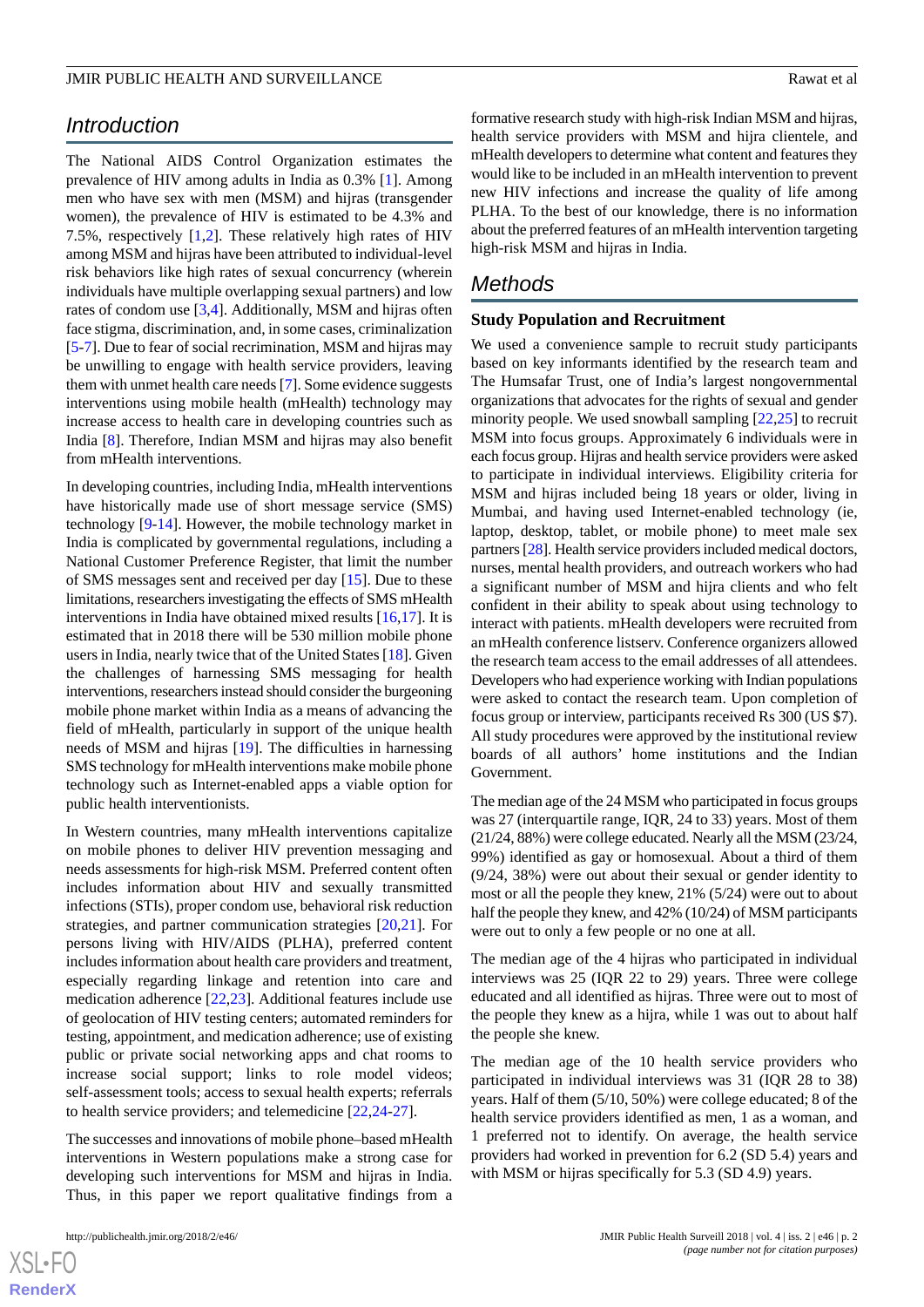## Introduction

The National AIDS Control Organization estimates the prevalence of HIV among adults in India as 0.3% [1]. Among men who have sex with men (MSM) and hijras (transgender women), the prevalence of HIV is estimated to be 4.3% and 7.5%, respectively [1,2]. These relatively high rates of HIV among MSM and hijras have been attributed to individual-level risk behaviors like high rates of sexual concurrency (wherein individuals have multiple overlapping sexual partners) and low rates of condom use [3,4]. Additionally, MSM and hijras often face stigma, discrimination, and, in some cases, criminalization [5-7]. Due to fear of social recrimination, MSM and hijras may be unwilling to engage with health service providers, leaving them with unmet health care needs [7]. Some evidence suggests interventions using mobile health (mHealth) technology may increase access to health care in developing countries such as India [8]. Therefore, Indian MSM and hijras may also benefit from mHealth interventions.

In developing countries, including India, mHealth interventions have historically made use of short message service (SMS) technology [9-14]. However, the mobile technology market in India is complicated by governmental regulations, including a National Customer Preference Register, that limit the number of SMS messages sent and received per day [15]. Due to these limitations, researchers investigating the effects of SMS mHealth interventions in India have obtained mixed results [16,17]. It is estimated that in 2018 there will be 530 million mobile phone users in India, nearly twice that of the United States [18]. Given the challenges of harnessing SMS messaging for health interventions, researchers instead should consider the burgeoning mobile phone market within India as a means of advancing the field of mHealth, particularly in support of the unique health needs of MSM and hijras [19]. The difficulties in harnessing SMS technology for mHealth interventions make mobile phone technology such as Internet-enabled apps a viable option for public health interventionists.

In Western countries, many mHealth interventions capitalize on mobile phones to deliver HIV prevention messaging and needs assessments for high-risk MSM. Preferred content often includes information about HIV and sexually transmitted infections (STIs), proper condom use, behavioral risk reduction strategies, and partner communication strategies [20,21]. For persons living with HIV/AIDS (PLHA), preferred content includes information about health care providers and treatment, especially regarding linkage and retention into care and medication adherence [22,23]. Additional features include use of geolocation of HIV testing centers; automated reminders for testing, appointment, and medication adherence; use of existing public or private social networking apps and chat rooms to increase social support; links to role model videos; self-assessment tools; access to sexual health experts; referrals to health service providers; and telemedicine [22,24-27].

The successes and innovations of mobile phone–based mHealth interventions in Western populations make a strong case for developing such interventions for MSM and hijras in India. Thus, in this paper we report qualitative findings from a formative research study with high-risk Indian MSM and hijras, health service providers with MSM and hijra clientele, and mHealth developers to determine what content and features they would like to be included in an mHealth intervention to prevent new HIV infections and increase the quality of life among PLHA. To the best of our knowledge, there is no information about the preferred features of an mHealth intervention targeting high-risk MSM and hijras in India.

## Methods

### Study Population and Recruitment

We used a convenience sample to recruit study participants based on key informants identified by the research team and The Humsafar Trust, one of India's largest nongovernmental organizations that advocates for the rights of sexual and gender minority people. We used snowball sampling [22,25] to recruit MSM into focus groups. Approximately 6 individuals were in each focus group. Hijras and health service providers were asked to participate in individual interviews. Eligibility criteria for MSM and hijras included being 18 years or older, living in Mumbai, and having used Internet-enabled technology (ie, laptop, desktop, tablet, or mobile phone) to meet male sex partners [28]. Health service providers included medical doctors, nurses, mental health providers, and outreach workers who had a significant number of MSM and hijra clients and who felt confident in their ability to speak about using technology to interact with patients. mHealth developers were recruited from an mHealth conference listserv. Conference organizers allowed the research team access to the email addresses of all attendees. Developers who had experience working with Indian populations were asked to contact the research team. Upon completion of focus group or interview, participants received Rs 300 (US $7). All study procedures were approved by the institutional review boards of all authors' home institutions and the Indian Government.

The median age of the 24 MSM who participated in focus groups was 27 (interquartile range, IQR, 24 to 33) years. Most of them (21/24, 88%) were college educated. Nearly all the MSM (23/24, 99%) identified as gay or homosexual. About a third of them (9/24, 38%) were out about their sexual or gender identity to most or all the people they knew, 21% (5/24) were out to about half the people they knew, and 42% (10/24) of MSM participants were out to only a few people or no one at all.

The median age of the 4 hijras who participated in individual interviews was 25 (IQR 22 to 29) years. Three were college educated and all identified as hijras. Three were out to most of the people they knew as a hijra, while 1 was out to about half the people she knew.

The median age of the 10 health service providers who participated in individual interviews was 31 (IQR 28 to 38) years. Half of them (5/10, 50%) were college educated; 8 of the health service providers identified as men, 1 as a woman, and 1 preferred not to identify. On average, the health service providers had worked in prevention for 6.2 (SD 5.4) years and with MSM or hijras specifically for 5.3 (SD 4.9) years.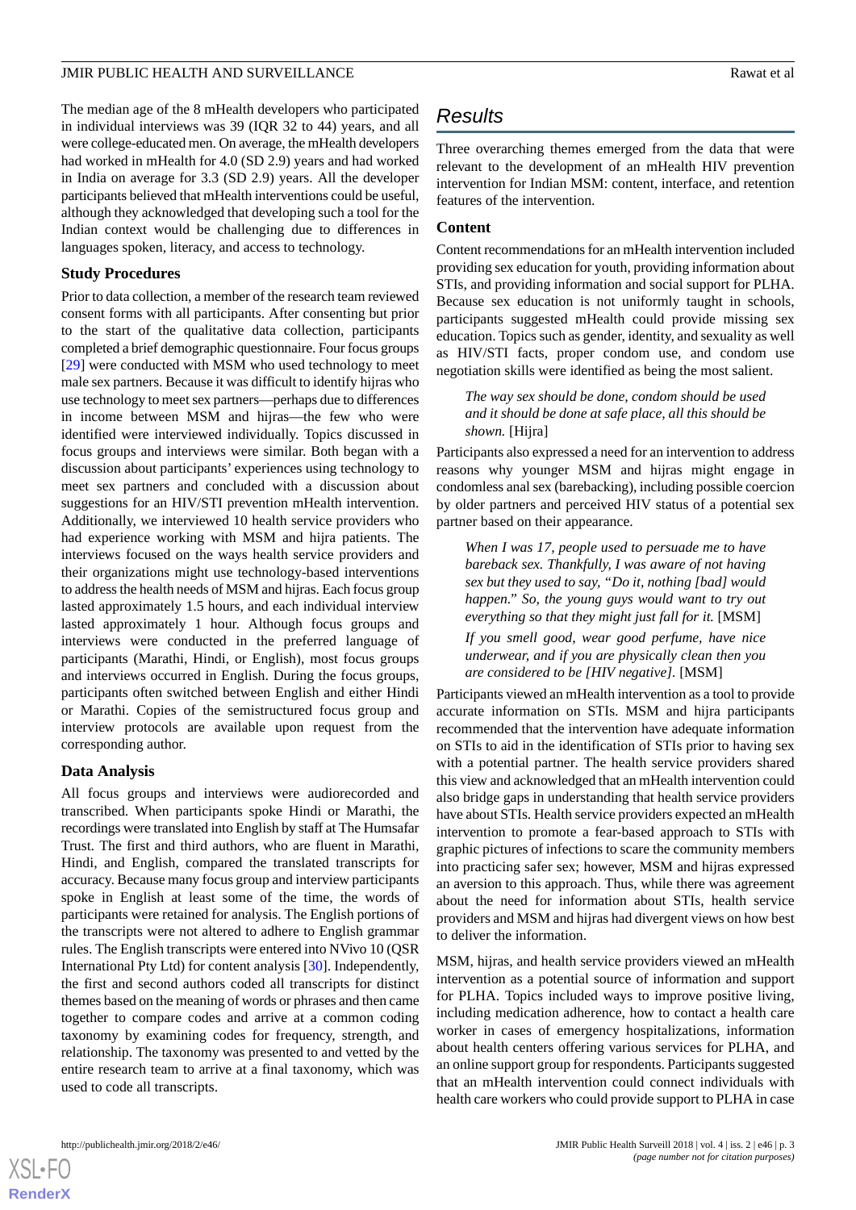The median age of the 8 mHealth developers who participated in individual interviews was 39 (IQR 32 to 44) years, and all were college-educated men. On average, the mHealth developers had worked in mHealth for 4.0 (SD 2.9) years and had worked in India on average for 3.3 (SD 2.9) years. All the developer participants believed that mHealth interventions could be useful, although they acknowledged that developing such a tool for the Indian context would be challenging due to differences in languages spoken, literacy, and access to technology.

### Study Procedures

Prior to data collection, a member of the research team reviewed consent forms with all participants. After consenting but prior to the start of the qualitative data collection, participants completed a brief demographic questionnaire. Four focus groups [29] were conducted with MSM who used technology to meet male sex partners. Because it was difficult to identify hijras who use technology to meet sex partners—perhaps due to differences in income between MSM and hijras—the few who were identified were interviewed individually. Topics discussed in focus groups and interviews were similar. Both began with a discussion about participants' experiences using technology to meet sex partners and concluded with a discussion about suggestions for an HIV/STI prevention mHealth intervention. Additionally, we interviewed 10 health service providers who had experience working with MSM and hijra patients. The interviews focused on the ways health service providers and their organizations might use technology-based interventions to address the health needs of MSM and hijras. Each focus group lasted approximately 1.5 hours, and each individual interview lasted approximately 1 hour. Although focus groups and interviews were conducted in the preferred language of participants (Marathi, Hindi, or English), most focus groups and interviews occurred in English. During the focus groups, participants often switched between English and either Hindi or Marathi. Copies of the semistructured focus group and interview protocols are available upon request from the corresponding author.

### Data Analysis

All focus groups and interviews were audiorecorded and transcribed. When participants spoke Hindi or Marathi, the recordings were translated into English by staff at The Humsafar Trust. The first and third authors, who are fluent in Marathi, Hindi, and English, compared the translated transcripts for accuracy. Because many focus group and interview participants spoke in English at least some of the time, the words of participants were retained for analysis. The English portions of the transcripts were not altered to adhere to English grammar rules. The English transcripts were entered into NVivo 10 (QSR International Pty Ltd) for content analysis [30]. Independently, the first and second authors coded all transcripts for distinct themes based on the meaning of words or phrases and then came together to compare codes and arrive at a common coding taxonomy by examining codes for frequency, strength, and relationship. The taxonomy was presented to and vetted by the entire research team to arrive at a final taxonomy, which was used to code all transcripts.

## Results

Three overarching themes emerged from the data that were relevant to the development of an mHealth HIV prevention intervention for Indian MSM: content, interface, and retention features of the intervention.

### Content

Content recommendations for an mHealth intervention included providing sex education for youth, providing information about STIs, and providing information and social support for PLHA. Because sex education is not uniformly taught in schools, participants suggested mHealth could provide missing sex education. Topics such as gender, identity, and sexuality as well as HIV/STI facts, proper condom use, and condom use negotiation skills were identified as being the most salient.

> *The way sex should be done, condom should be used and it should be done at safe place, all this should be shown.* [Hijra]

Participants also expressed a need for an intervention to address reasons why younger MSM and hijras might engage in condomless anal sex (barebacking), including possible coercion by older partners and perceived HIV status of a potential sex partner based on their appearance.

> *When I was 17, people used to persuade me to have bareback sex. Thankfully, I was aware of not having sex but they used to say, "Do it, nothing [bad] would happen." So, the young guys would want to try out everything so that they might just fall for it.* [MSM]

> *If you smell good, wear good perfume, have nice underwear, and if you are physically clean then you are considered to be [HIV negative].* [MSM]

Participants viewed an mHealth intervention as a tool to provide accurate information on STIs. MSM and hijra participants recommended that the intervention have adequate information on STIs to aid in the identification of STIs prior to having sex with a potential partner. The health service providers shared this view and acknowledged that an mHealth intervention could also bridge gaps in understanding that health service providers have about STIs. Health service providers expected an mHealth intervention to promote a fear-based approach to STIs with graphic pictures of infections to scare the community members into practicing safer sex; however, MSM and hijras expressed an aversion to this approach. Thus, while there was agreement about the need for information about STIs, health service providers and MSM and hijras had divergent views on how best to deliver the information.

MSM, hijras, and health service providers viewed an mHealth intervention as a potential source of information and support for PLHA. Topics included ways to improve positive living, including medication adherence, how to contact a health care worker in cases of emergency hospitalizations, information about health centers offering various services for PLHA, and an online support group for respondents. Participants suggested that an mHealth intervention could connect individuals with health care workers who could provide support to PLHA in case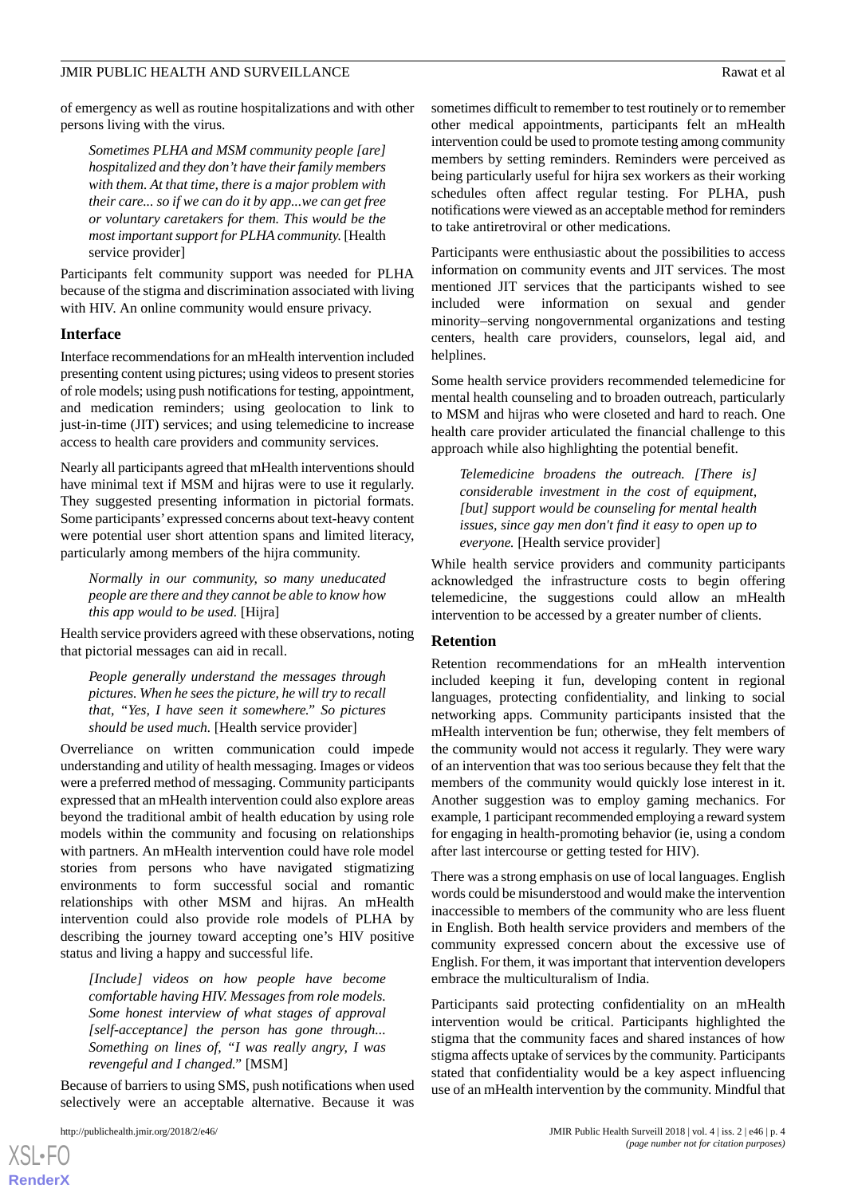of emergency as well as routine hospitalizations and with other persons living with the virus.

> *Sometimes PLHA and MSM community people [are] hospitalized and they don't have their family members with them. At that time, there is a major problem with their care... so if we can do it by app...we can get free or voluntary caretakers for them. This would be the most important support for PLHA community.* [Health service provider]

Participants felt community support was needed for PLHA because of the stigma and discrimination associated with living with HIV. An online community would ensure privacy.

### Interface

Interface recommendations for an mHealth intervention included presenting content using pictures; using videos to present stories of role models; using push notifications for testing, appointment, and medication reminders; using geolocation to link to just-in-time (JIT) services; and using telemedicine to increase access to health care providers and community services.

Nearly all participants agreed that mHealth interventions should have minimal text if MSM and hijras were to use it regularly. They suggested presenting information in pictorial formats. Some participants' expressed concerns about text-heavy content were potential user short attention spans and limited literacy, particularly among members of the hijra community.

> *Normally in our community, so many uneducated people are there and they cannot be able to know how this app would to be used.* [Hijra]

Health service providers agreed with these observations, noting that pictorial messages can aid in recall.

> *People generally understand the messages through pictures. When he sees the picture, he will try to recall that, "Yes, I have seen it somewhere." So pictures should be used much.* [Health service provider]

Overreliance on written communication could impede understanding and utility of health messaging. Images or videos were a preferred method of messaging. Community participants expressed that an mHealth intervention could also explore areas beyond the traditional ambit of health education by using role models within the community and focusing on relationships with partners. An mHealth intervention could have role model stories from persons who have navigated stigmatizing environments to form successful social and romantic relationships with other MSM and hijras. An mHealth intervention could also provide role models of PLHA by describing the journey toward accepting one's HIV positive status and living a happy and successful life.

> *[Include] videos on how people have become comfortable having HIV. Messages from role models. Some honest interview of what stages of approval [self-acceptance] the person has gone through... Something on lines of, "I was really angry, I was revengeful and I changed."* [MSM]

Because of barriers to using SMS, push notifications when used selectively were an acceptable alternative. Because it was sometimes difficult to remember to test routinely or to remember other medical appointments, participants felt an mHealth intervention could be used to promote testing among community members by setting reminders. Reminders were perceived as being particularly useful for hijra sex workers as their working schedules often affect regular testing. For PLHA, push notifications were viewed as an acceptable method for reminders to take antiretroviral or other medications.

Participants were enthusiastic about the possibilities to access information on community events and JIT services. The most mentioned JIT services that the participants wished to see included were information on sexual and gender minority–serving nongovernmental organizations and testing centers, health care providers, counselors, legal aid, and helplines.

Some health service providers recommended telemedicine for mental health counseling and to broaden outreach, particularly to MSM and hijras who were closeted and hard to reach. One health care provider articulated the financial challenge to this approach while also highlighting the potential benefit.

> *Telemedicine broadens the outreach. [There is] considerable investment in the cost of equipment, [but] support would be counseling for mental health issues, since gay men don't find it easy to open up to everyone.* [Health service provider]

While health service providers and community participants acknowledged the infrastructure costs to begin offering telemedicine, the suggestions could allow an mHealth intervention to be accessed by a greater number of clients.

### Retention

Retention recommendations for an mHealth intervention included keeping it fun, developing content in regional languages, protecting confidentiality, and linking to social networking apps. Community participants insisted that the mHealth intervention be fun; otherwise, they felt members of the community would not access it regularly. They were wary of an intervention that was too serious because they felt that the members of the community would quickly lose interest in it. Another suggestion was to employ gaming mechanics. For example, 1 participant recommended employing a reward system for engaging in health-promoting behavior (ie, using a condom during last intercourse or getting tested for HIV).

There was a strong emphasis on use of local languages. English words could be misunderstood and would make the intervention inaccessible to members of the community who are less fluent in English. Both health service providers and members of the community expressed concern about the excessive use of English. For them, it was important that intervention developers embrace the multiculturalism of India.

Participants said protecting confidentiality on an mHealth intervention would be critical. Participants highlighted the stigma that the community faces and shared instances of how stigma affects uptake of services by the community. Participants stated that confidentiality would be a key aspect influencing use of an mHealth intervention by the community. Mindful that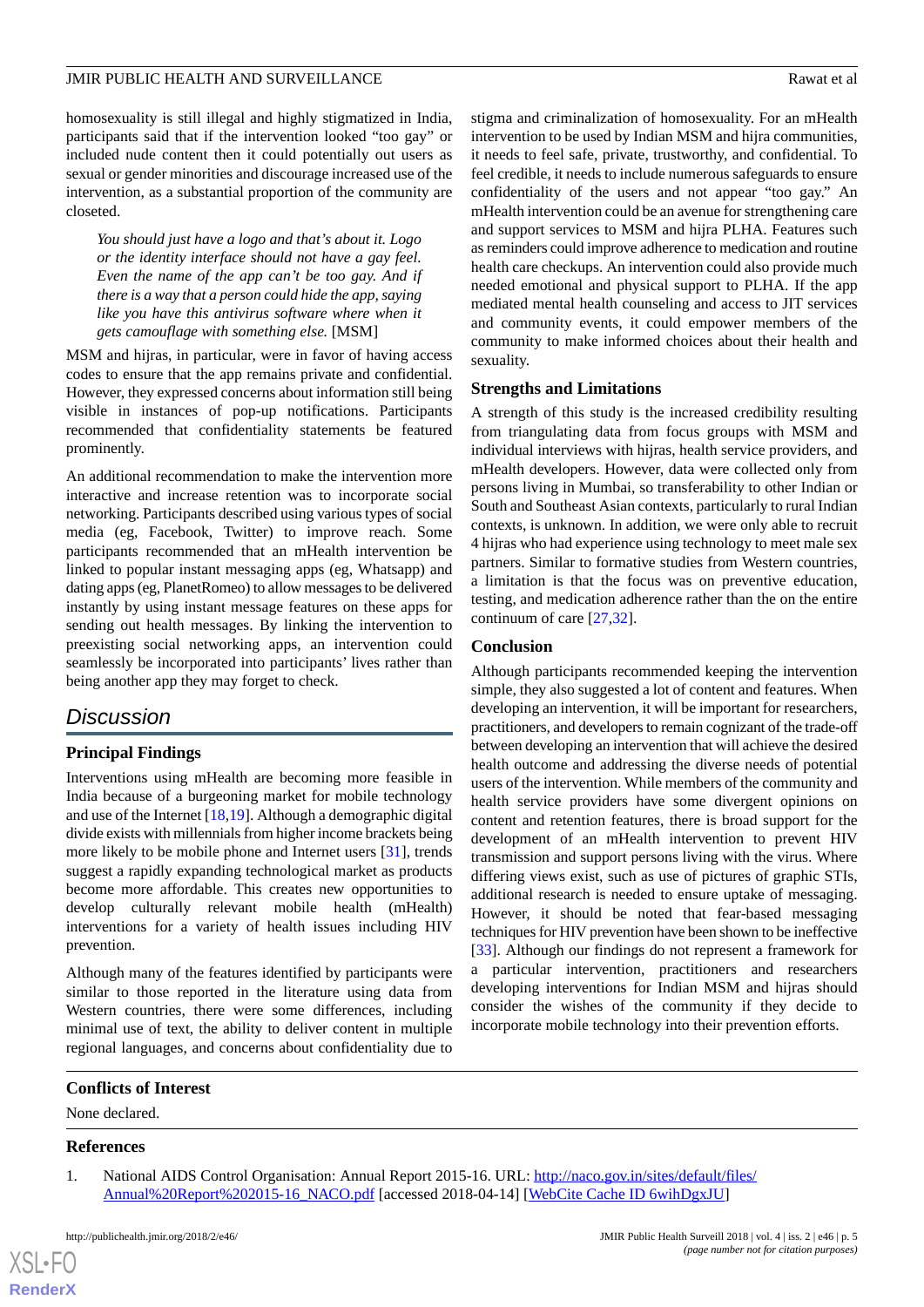homosexuality is still illegal and highly stigmatized in India, participants said that if the intervention looked "too gay" or included nude content then it could potentially out users as sexual or gender minorities and discourage increased use of the intervention, as a substantial proportion of the community are closeted.

> *You should just have a logo and that's about it. Logo or the identity interface should not have a gay feel. Even the name of the app can't be too gay. And if there is a way that a person could hide the app, saying like you have this antivirus software where when it gets camouflage with something else.* [MSM]

MSM and hijras, in particular, were in favor of having access codes to ensure that the app remains private and confidential. However, they expressed concerns about information still being visible in instances of pop-up notifications. Participants recommended that confidentiality statements be featured prominently.

An additional recommendation to make the intervention more interactive and increase retention was to incorporate social networking. Participants described using various types of social media (eg, Facebook, Twitter) to improve reach. Some participants recommended that an mHealth intervention be linked to popular instant messaging apps (eg, Whatsapp) and dating apps (eg, PlanetRomeo) to allow messages to be delivered instantly by using instant message features on these apps for sending out health messages. By linking the intervention to preexisting social networking apps, an intervention could seamlessly be incorporated into participants' lives rather than being another app they may forget to check.

## Discussion

### Principal Findings

Interventions using mHealth are becoming more feasible in India because of a burgeoning market for mobile technology and use of the Internet [18,19]. Although a demographic digital divide exists with millennials from higher income brackets being more likely to be mobile phone and Internet users [31], trends suggest a rapidly expanding technological market as products become more affordable. This creates new opportunities to develop culturally relevant mobile health (mHealth) interventions for a variety of health issues including HIV prevention.

Although many of the features identified by participants were similar to those reported in the literature using data from Western countries, there were some differences, including minimal use of text, the ability to deliver content in multiple regional languages, and concerns about confidentiality due to stigma and criminalization of homosexuality. For an mHealth intervention to be used by Indian MSM and hijra communities, it needs to feel safe, private, trustworthy, and confidential. To feel credible, it needs to include numerous safeguards to ensure confidentiality of the users and not appear "too gay." An mHealth intervention could be an avenue for strengthening care and support services to MSM and hijra PLHA. Features such as reminders could improve adherence to medication and routine health care checkups. An intervention could also provide much needed emotional and physical support to PLHA. If the app mediated mental health counseling and access to JIT services and community events, it could empower members of the community to make informed choices about their health and sexuality.

### Strengths and Limitations

A strength of this study is the increased credibility resulting from triangulating data from focus groups with MSM and individual interviews with hijras, health service providers, and mHealth developers. However, data were collected only from persons living in Mumbai, so transferability to other Indian or South and Southeast Asian contexts, particularly to rural Indian contexts, is unknown. In addition, we were only able to recruit 4 hijras who had experience using technology to meet male sex partners. Similar to formative studies from Western countries, a limitation is that the focus was on preventive education, testing, and medication adherence rather than the on the entire continuum of care [27,32].

### Conclusion

Although participants recommended keeping the intervention simple, they also suggested a lot of content and features. When developing an intervention, it will be important for researchers, practitioners, and developers to remain cognizant of the trade-off between developing an intervention that will achieve the desired health outcome and addressing the diverse needs of potential users of the intervention. While members of the community and health service providers have some divergent opinions on content and retention features, there is broad support for the development of an mHealth intervention to prevent HIV transmission and support persons living with the virus. Where differing views exist, such as use of pictures of graphic STIs, additional research is needed to ensure uptake of messaging. However, it should be noted that fear-based messaging techniques for HIV prevention have been shown to be ineffective [33]. Although our findings do not represent a framework for a particular intervention, practitioners and researchers developing interventions for Indian MSM and hijras should consider the wishes of the community if they decide to incorporate mobile technology into their prevention efforts.

## Conflicts of Interest

None declared.

## References

1. National AIDS Control Organisation: Annual Report 2015-16. URL: http://naco.gov.in/sites/default/files/Annual%20Report%202015-16_NACO.pdf [accessed 2018-04-14] [WebCite Cache ID 6wihDgxJU]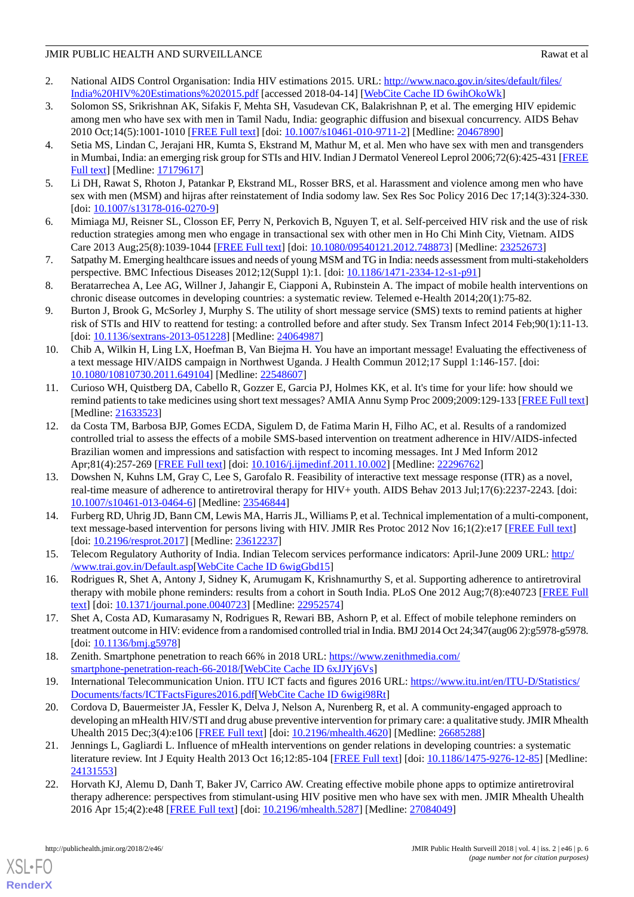2. National AIDS Control Organisation: India HIV estimations 2015. URL: http://www.naco.gov.in/sites/default/files/India%20HIV%20Estimations%202015.pdf [accessed 2018-04-14] [WebCite Cache ID 6wihOkoWk]
3. Solomon SS, Srikrishnan AK, Sifakis F, Mehta SH, Vasudevan CK, Balakrishnan P, et al. The emerging HIV epidemic among men who have sex with men in Tamil Nadu, India: geographic diffusion and bisexual concurrency. AIDS Behav 2010 Oct;14(5):1001-1010 [FREE Full text] [doi: 10.1007/s10461-010-9711-2] [Medline: 20467890]
4. Setia MS, Lindan C, Jerajani HR, Kumta S, Ekstrand M, Mathur M, et al. Men who have sex with men and transgenders in Mumbai, India: an emerging risk group for STIs and HIV. Indian J Dermatol Venereol Leprol 2006;72(6):425-431 [FREE Full text] [Medline: 17179617]
5. Li DH, Rawat S, Rhoton J, Patankar P, Ekstrand ML, Rosser BRS, et al. Harassment and violence among men who have sex with men (MSM) and hijras after reinstatement of India sodomy law. Sex Res Soc Policy 2016 Dec 17;14(3):324-330. [doi: 10.1007/s13178-016-0270-9]
6. Mimiaga MJ, Reisner SL, Closson EF, Perry N, Perkovich B, Nguyen T, et al. Self-perceived HIV risk and the use of risk reduction strategies among men who engage in transactional sex with other men in Ho Chi Minh City, Vietnam. AIDS Care 2013 Aug;25(8):1039-1044 [FREE Full text] [doi: 10.1080/09540121.2012.748873] [Medline: 23252673]
7. Satpathy M. Emerging healthcare issues and needs of young MSM and TG in India: needs assessment from multi-stakeholders perspective. BMC Infectious Diseases 2012;12(Suppl 1):1. [doi: 10.1186/1471-2334-12-s1-p91]
8. Beratarrechea A, Lee AG, Willner J, Jahangir E, Ciapponi A, Rubinstein A. The impact of mobile health interventions on chronic disease outcomes in developing countries: a systematic review. Telemed e-Health 2014;20(1):75-82.
9. Burton J, Brook G, McSorley J, Murphy S. The utility of short message service (SMS) texts to remind patients at higher risk of STIs and HIV to reattend for testing: a controlled before and after study. Sex Transm Infect 2014 Feb;90(1):11-13. [doi: 10.1136/sextrans-2013-051228] [Medline: 24064987]
10. Chib A, Wilkin H, Ling LX, Hoefman B, Van Biejma H. You have an important message! Evaluating the effectiveness of a text message HIV/AIDS campaign in Northwest Uganda. J Health Commun 2012;17 Suppl 1:146-157. [doi: 10.1080/10810730.2011.649104] [Medline: 22548607]
11. Curioso WH, Quistberg DA, Cabello R, Gozzer E, Garcia PJ, Holmes KK, et al. It's time for your life: how should we remind patients to take medicines using short text messages? AMIA Annu Symp Proc 2009;2009:129-133 [FREE Full text] [Medline: 21633523]
12. da Costa TM, Barbosa BJP, Gomes ECDA, Sigulem D, de Fatima Marin H, Filho AC, et al. Results of a randomized controlled trial to assess the effects of a mobile SMS-based intervention on treatment adherence in HIV/AIDS-infected Brazilian women and impressions and satisfaction with respect to incoming messages. Int J Med Inform 2012 Apr;81(4):257-269 [FREE Full text] [doi: 10.1016/j.ijmedinf.2011.10.002] [Medline: 22296762]
13. Dowshen N, Kuhns LM, Gray C, Lee S, Garofalo R. Feasibility of interactive text message response (ITR) as a novel, real-time measure of adherence to antiretroviral therapy for HIV+ youth. AIDS Behav 2013 Jul;17(6):2237-2243. [doi: 10.1007/s10461-013-0464-6] [Medline: 23546844]
14. Furberg RD, Uhrig JD, Bann CM, Lewis MA, Harris JL, Williams P, et al. Technical implementation of a multi-component, text message-based intervention for persons living with HIV. JMIR Res Protoc 2012 Nov 16;1(2):e17 [FREE Full text] [doi: 10.2196/resprot.2017] [Medline: 23612237]
15. Telecom Regulatory Authority of India. Indian Telecom services performance indicators: April-June 2009 URL: http://www.trai.gov.in/Default.asp[WebCite Cache ID 6wigGbd15]
16. Rodrigues R, Shet A, Antony J, Sidney K, Arumugam K, Krishnamurthy S, et al. Supporting adherence to antiretroviral therapy with mobile phone reminders: results from a cohort in South India. PLoS One 2012 Aug;7(8):e40723 [FREE Full text] [doi: 10.1371/journal.pone.0040723] [Medline: 22952574]
17. Shet A, Costa AD, Kumarasamy N, Rodrigues R, Rewari BB, Ashorn P, et al. Effect of mobile telephone reminders on treatment outcome in HIV: evidence from a randomised controlled trial in India. BMJ 2014 Oct 24;347(aug06 2):g5978-g5978. [doi: 10.1136/bmj.g5978]
18. Zenith. Smartphone penetration to reach 66% in 2018 URL: https://www.zenithmedia.com/smartphone-penetration-reach-66-2018/[WebCite Cache ID 6xJJYj6Vs]
19. International Telecommunication Union. ITU ICT facts and figures 2016 URL: https://www.itu.int/en/ITU-D/Statistics/Documents/facts/ICTFactsFigures2016.pdf[WebCite Cache ID 6wigi98Rt]
20. Cordova D, Bauermeister JA, Fessler K, Delva J, Nelson A, Nurenberg R, et al. A community-engaged approach to developing an mHealth HIV/STI and drug abuse preventive intervention for primary care: a qualitative study. JMIR Mhealth Uhealth 2015 Dec;3(4):e106 [FREE Full text] [doi: 10.2196/mhealth.4620] [Medline: 26685288]
21. Jennings L, Gagliardi L. Influence of mHealth interventions on gender relations in developing countries: a systematic literature review. Int J Equity Health 2013 Oct 16;12:85-104 [FREE Full text] [doi: 10.1186/1475-9276-12-85] [Medline: 24131553]
22. Horvath KJ, Alemu D, Danh T, Baker JV, Carrico AW. Creating effective mobile phone apps to optimize antiretroviral therapy adherence: perspectives from stimulant-using HIV positive men who have sex with men. JMIR Mhealth Uhealth 2016 Apr 15;4(2):e48 [FREE Full text] [doi: 10.2196/mhealth.5287] [Medline: 27084049]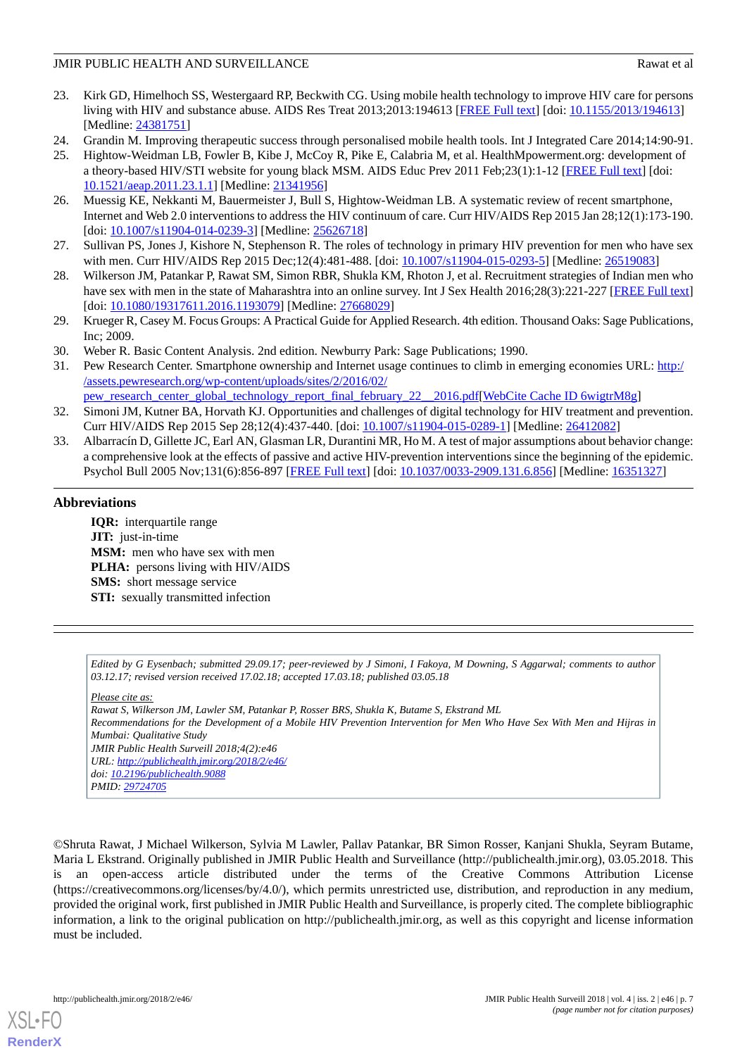23. Kirk GD, Himelhoch SS, Westergaard RP, Beckwith CG. Using mobile health technology to improve HIV care for persons living with HIV and substance abuse. AIDS Res Treat 2013;2013:194613 [FREE Full text] [doi: 10.1155/2013/194613] [Medline: 24381751]
24. Grandin M. Improving therapeutic success through personalised mobile health tools. Int J Integrated Care 2014;14:90-91.
25. Hightow-Weidman LB, Fowler B, Kibe J, McCoy R, Pike E, Calabria M, et al. HealthMpowerment.org: development of a theory-based HIV/STI website for young black MSM. AIDS Educ Prev 2011 Feb;23(1):1-12 [FREE Full text] [doi: 10.1521/aeap.2011.23.1.1] [Medline: 21341956]
26. Muessig KE, Nekkanti M, Bauermeister J, Bull S, Hightow-Weidman LB. A systematic review of recent smartphone, Internet and Web 2.0 interventions to address the HIV continuum of care. Curr HIV/AIDS Rep 2015 Jan 28;12(1):173-190. [doi: 10.1007/s11904-014-0239-3] [Medline: 25626718]
27. Sullivan PS, Jones J, Kishore N, Stephenson R. The roles of technology in primary HIV prevention for men who have sex with men. Curr HIV/AIDS Rep 2015 Dec;12(4):481-488. [doi: 10.1007/s11904-015-0293-5] [Medline: 26519083]
28. Wilkerson JM, Patankar P, Rawat SM, Simon RBR, Shukla KM, Rhoton J, et al. Recruitment strategies of Indian men who have sex with men in the state of Maharashtra into an online survey. Int J Sex Health 2016;28(3):221-227 [FREE Full text] [doi: 10.1080/19317611.2016.1193079] [Medline: 27668029]
29. Krueger R, Casey M. Focus Groups: A Practical Guide for Applied Research. 4th edition. Thousand Oaks: Sage Publications, Inc; 2009.
30. Weber R. Basic Content Analysis. 2nd edition. Newburry Park: Sage Publications; 1990.
31. Pew Research Center. Smartphone ownership and Internet usage continues to climb in emerging economies URL: http://assets.pewresearch.org/wp-content/uploads/sites/2/2016/02/pew_research_center_global_technology_report_final_february_22__2016.pdf[WebCite Cache ID 6wigtrM8g]
32. Simoni JM, Kutner BA, Horvath KJ. Opportunities and challenges of digital technology for HIV treatment and prevention. Curr HIV/AIDS Rep 2015 Sep 28;12(4):437-440. [doi: 10.1007/s11904-015-0289-1] [Medline: 26412082]
33. Albarracín D, Gillette JC, Earl AN, Glasman LR, Durantini MR, Ho M. A test of major assumptions about behavior change: a comprehensive look at the effects of passive and active HIV-prevention interventions since the beginning of the epidemic. Psychol Bull 2005 Nov;131(6):856-897 [FREE Full text] [doi: 10.1037/0033-2909.131.6.856] [Medline: 16351327]

## Abbreviations

**IQR:** interquartile range
**JIT:** just-in-time
**MSM:** men who have sex with men
**PLHA:** persons living with HIV/AIDS
**SMS:** short message service
**STI:** sexually transmitted infection

*Edited by G Eysenbach; submitted 29.09.17; peer-reviewed by J Simoni, I Fakoya, M Downing, S Aggarwal; comments to author 03.12.17; revised version received 17.02.18; accepted 17.03.18; published 03.05.18*

*Please cite as:*
*Rawat S, Wilkerson JM, Lawler SM, Patankar P, Rosser BRS, Shukla K, Butame S, Ekstrand ML*
*Recommendations for the Development of a Mobile HIV Prevention Intervention for Men Who Have Sex With Men and Hijras in Mumbai: Qualitative Study*
*JMIR Public Health Surveill 2018;4(2):e46*
*URL: http://publichealth.jmir.org/2018/2/e46/*
*doi: 10.2196/publichealth.9088*
*PMID: 29724705*

©Shruta Rawat, J Michael Wilkerson, Sylvia M Lawler, Pallav Patankar, BR Simon Rosser, Kanjani Shukla, Seyram Butame, Maria L Ekstrand. Originally published in JMIR Public Health and Surveillance (http://publichealth.jmir.org), 03.05.2018. This is an open-access article distributed under the terms of the Creative Commons Attribution License (https://creativecommons.org/licenses/by/4.0/), which permits unrestricted use, distribution, and reproduction in any medium, provided the original work, first published in JMIR Public Health and Surveillance, is properly cited. The complete bibliographic information, a link to the original publication on http://publichealth.jmir.org, as well as this copyright and license information must be included.